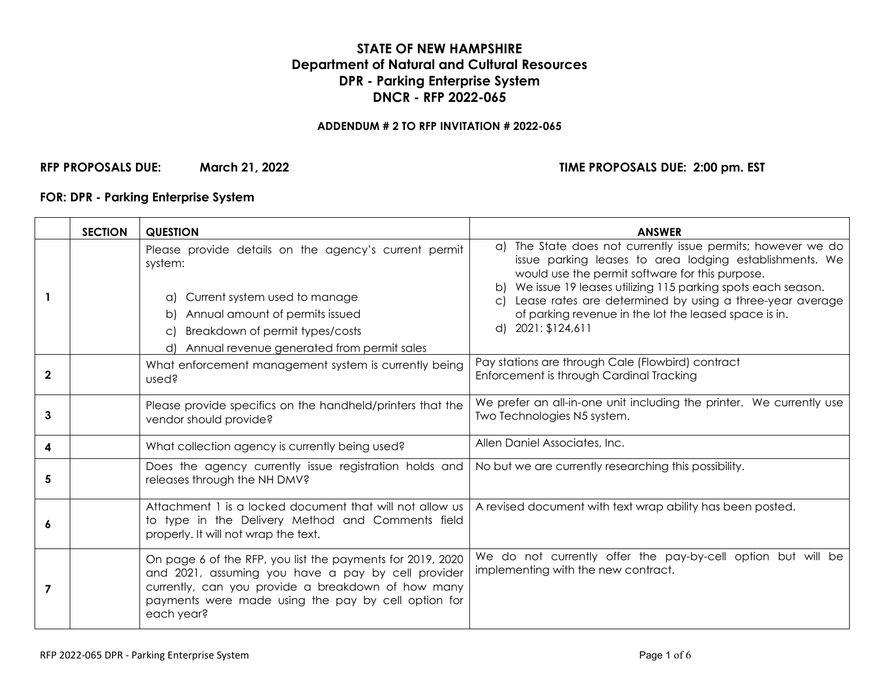# STATE OF NEW HAMPSHIRE
## Department of Natural and Cultural Resources
## DPR - Parking Enterprise System
## DNCR - RFP 2022-065

**ADDENDUM # 2 TO RFP INVITATION # 2022-065**

**RFP PROPOSALS DUE: March 21, 2022** **TIME PROPOSALS DUE: 2:00 pm. EST**

**FOR: DPR - Parking Enterprise System**

| | SECTION | QUESTION | ANSWER |
|---|---|---|---|
| **1** | | Please provide details on the agency's current permit system:<br><br>a) Current system used to manage<br>b) Annual amount of permits issued<br>c) Breakdown of permit types/costs<br>d) Annual revenue generated from permit sales | a) The State does not currently issue permits; however we do issue parking leases to area lodging establishments. We would use the permit software for this purpose.<br>b) We issue 19 leases utilizing 115 parking spots each season.<br>c) Lease rates are determined by using a three-year average of parking revenue in the lot the leased space is in.<br>d) 2021: $124,611 |
| **2** | | What enforcement management system is currently being used? | Pay stations are through Cale (Flowbird) contract<br>Enforcement is through Cardinal Tracking |
| **3** | | Please provide specifics on the handheld/printers that the vendor should provide? | We prefer an all-in-one unit including the printer. We currently use Two Technologies N5 system. |
| **4** | | What collection agency is currently being used? | Allen Daniel Associates, Inc. |
| **5** | | Does the agency currently issue registration holds and releases through the NH DMV? | No but we are currently researching this possibility. |
| **6** | | Attachment 1 is a locked document that will not allow us to type in the Delivery Method and Comments field properly. It will not wrap the text. | A revised document with text wrap ability has been posted. |
| **7** | | On page 6 of the RFP, you list the payments for 2019, 2020 and 2021, assuming you have a pay by cell provider currently, can you provide a breakdown of how many payments were made using the pay by cell option for each year? | We do not currently offer the pay-by-cell option but will be implementing with the new contract. |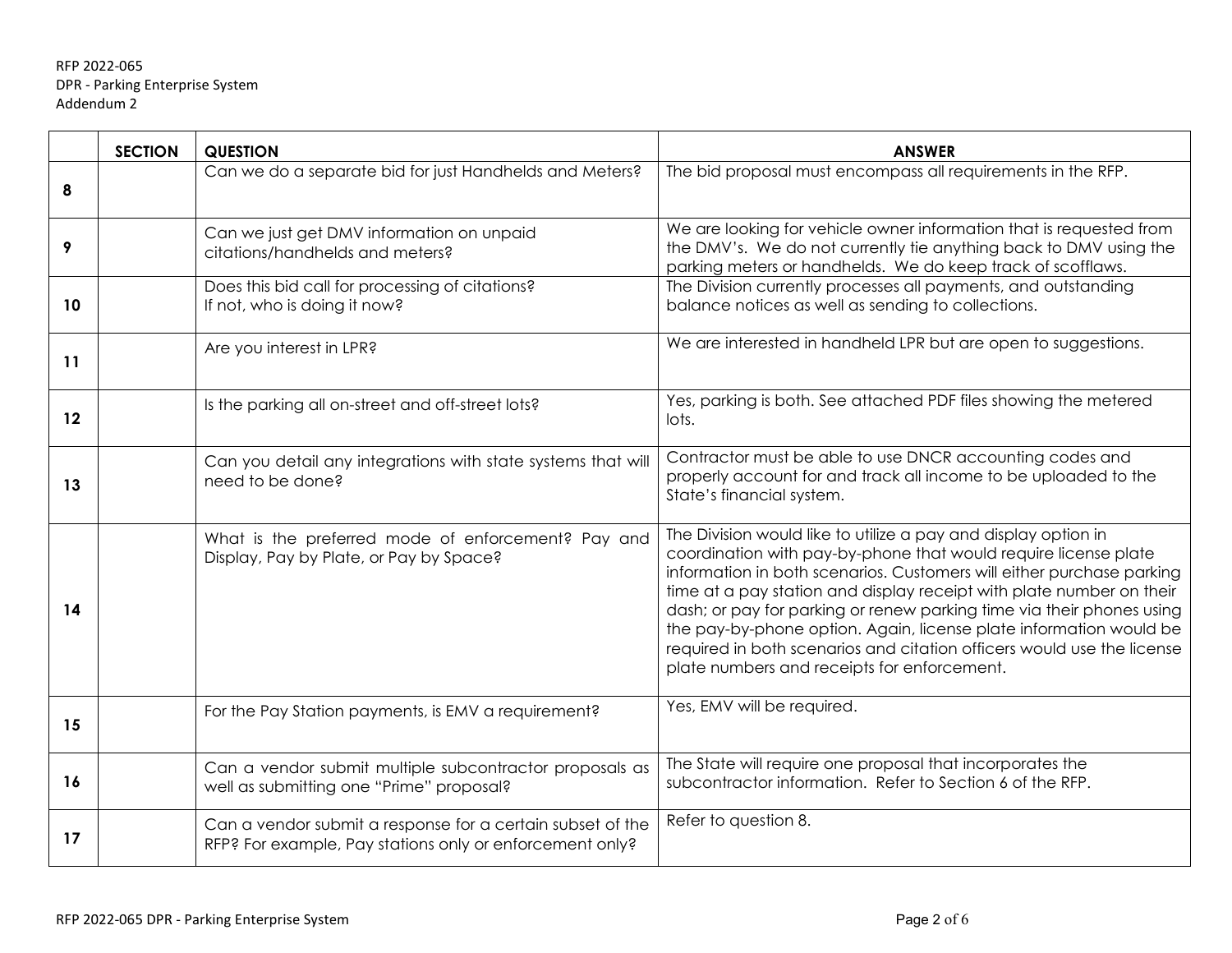RFP 2022-065
DPR - Parking Enterprise System
Addendum 2

| | SECTION | QUESTION | ANSWER |
|---|---|---|---|
| 8 | | Can we do a separate bid for just Handhelds and Meters? | The bid proposal must encompass all requirements in the RFP. |
| 9 | | Can we just get DMV information on unpaid citations/handhelds and meters? | We are looking for vehicle owner information that is requested from the DMV's. We do not currently tie anything back to DMV using the parking meters or handhelds. We do keep track of scofflaws. |
| 10 | | Does this bid call for processing of citations? If not, who is doing it now? | The Division currently processes all payments, and outstanding balance notices as well as sending to collections. |
| 11 | | Are you interest in LPR? | We are interested in handheld LPR but are open to suggestions. |
| 12 | | Is the parking all on-street and off-street lots? | Yes, parking is both. See attached PDF files showing the metered lots. |
| 13 | | Can you detail any integrations with state systems that will need to be done? | Contractor must be able to use DNCR accounting codes and properly account for and track all income to be uploaded to the State's financial system. |
| 14 | | What is the preferred mode of enforcement? Pay and Display, Pay by Plate, or Pay by Space? | The Division would like to utilize a pay and display option in coordination with pay-by-phone that would require license plate information in both scenarios. Customers will either purchase parking time at a pay station and display receipt with plate number on their dash; or pay for parking or renew parking time via their phones using the pay-by-phone option. Again, license plate information would be required in both scenarios and citation officers would use the license plate numbers and receipts for enforcement. |
| 15 | | For the Pay Station payments, is EMV a requirement? | Yes, EMV will be required. |
| 16 | | Can a vendor submit multiple subcontractor proposals as well as submitting one "Prime" proposal? | The State will require one proposal that incorporates the subcontractor information. Refer to Section 6 of the RFP. |
| 17 | | Can a vendor submit a response for a certain subset of the RFP? For example, Pay stations only or enforcement only? | Refer to question 8. |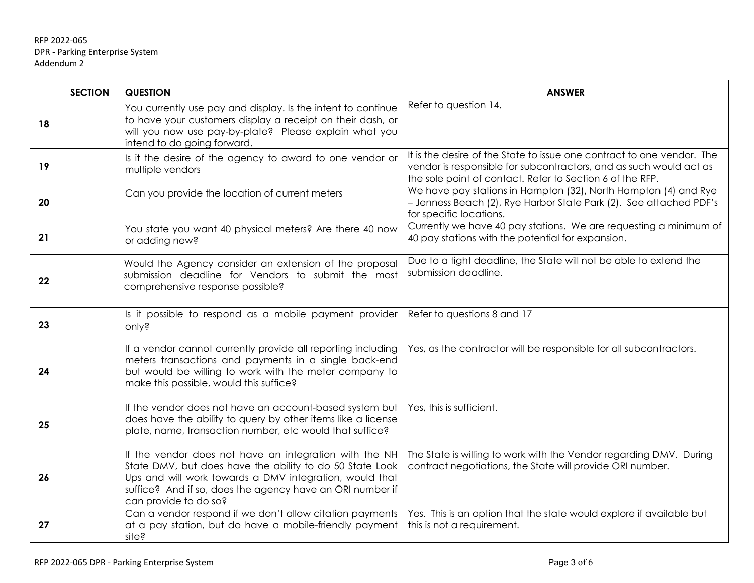RFP 2022-065
DPR - Parking Enterprise System
Addendum 2

| | SECTION | QUESTION | ANSWER |
|---|---|---|---|
| 18 | | You currently use pay and display. Is the intent to continue to have your customers display a receipt on their dash, or will you now use pay-by-plate? Please explain what you intend to do going forward. | Refer to question 14. |
| 19 | | Is it the desire of the agency to award to one vendor or multiple vendors | It is the desire of the State to issue one contract to one vendor. The vendor is responsible for subcontractors, and as such would act as the sole point of contact. Refer to Section 6 of the RFP. |
| 20 | | Can you provide the location of current meters | We have pay stations in Hampton (32), North Hampton (4) and Rye – Jenness Beach (2), Rye Harbor State Park (2). See attached PDF's for specific locations. |
| 21 | | You state you want 40 physical meters? Are there 40 now or adding new? | Currently we have 40 pay stations. We are requesting a minimum of 40 pay stations with the potential for expansion. |
| 22 | | Would the Agency consider an extension of the proposal submission deadline for Vendors to submit the most comprehensive response possible? | Due to a tight deadline, the State will not be able to extend the submission deadline. |
| 23 | | Is it possible to respond as a mobile payment provider only? | Refer to questions 8 and 17 |
| 24 | | If a vendor cannot currently provide all reporting including meters transactions and payments in a single back-end but would be willing to work with the meter company to make this possible, would this suffice? | Yes, as the contractor will be responsible for all subcontractors. |
| 25 | | If the vendor does not have an account-based system but does have the ability to query by other items like a license plate, name, transaction number, etc would that suffice? | Yes, this is sufficient. |
| 26 | | If the vendor does not have an integration with the NH State DMV, but does have the ability to do 50 State Look Ups and will work towards a DMV integration, would that suffice? And if so, does the agency have an ORI number if can provide to do so? | The State is willing to work with the Vendor regarding DMV. During contract negotiations, the State will provide ORI number. |
| 27 | | Can a vendor respond if we don't allow citation payments at a pay station, but do have a mobile-friendly payment site? | Yes. This is an option that the state would explore if available but this is not a requirement. |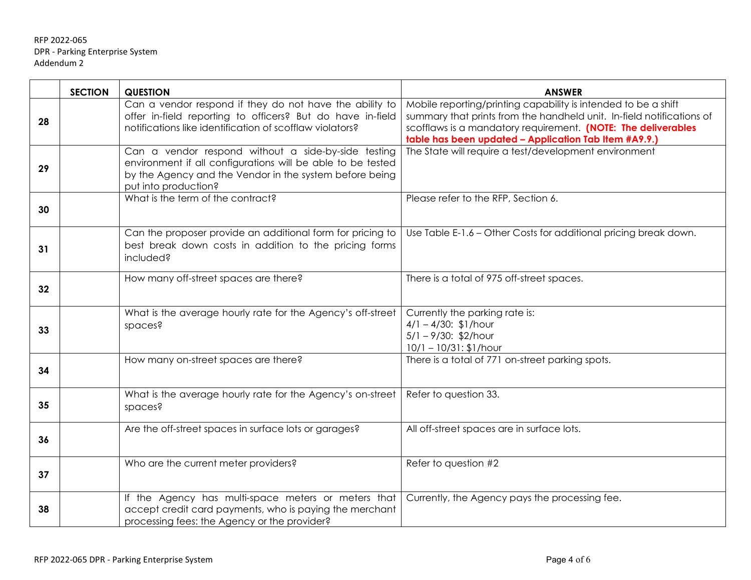RFP 2022-065
DPR - Parking Enterprise System
Addendum 2

| | SECTION | QUESTION | ANSWER |
|---|---|---|---|
| 28 | | Can a vendor respond if they do not have the ability to offer in-field reporting to officers? But do have in-field notifications like identification of scofflaw violators? | Mobile reporting/printing capability is intended to be a shift summary that prints from the handheld unit. In-field notifications of scofflaws is a mandatory requirement. **(NOTE: The deliverables table has been updated – Application Tab Item #A9.9.)** |
| 29 | | Can a vendor respond without a side-by-side testing environment if all configurations will be able to be tested by the Agency and the Vendor in the system before being put into production? | The State will require a test/development environment |
| 30 | | What is the term of the contract? | Please refer to the RFP, Section 6. |
| 31 | | Can the proposer provide an additional form for pricing to best break down costs in addition to the pricing forms included? | Use Table E-1.6 – Other Costs for additional pricing break down. |
| 32 | | How many off-street spaces are there? | There is a total of 975 off-street spaces. |
| 33 | | What is the average hourly rate for the Agency's off-street spaces? | Currently the parking rate is:<br>4/1 – 4/30: $1/hour<br>5/1 – 9/30: $2/hour<br>10/1 – 10/31: $1/hour |
| 34 | | How many on-street spaces are there? | There is a total of 771 on-street parking spots. |
| 35 | | What is the average hourly rate for the Agency's on-street spaces? | Refer to question 33. |
| 36 | | Are the off-street spaces in surface lots or garages? | All off-street spaces are in surface lots. |
| 37 | | Who are the current meter providers? | Refer to question #2 |
| 38 | | If the Agency has multi-space meters or meters that accept credit card payments, who is paying the merchant processing fees: the Agency or the provider? | Currently, the Agency pays the processing fee. |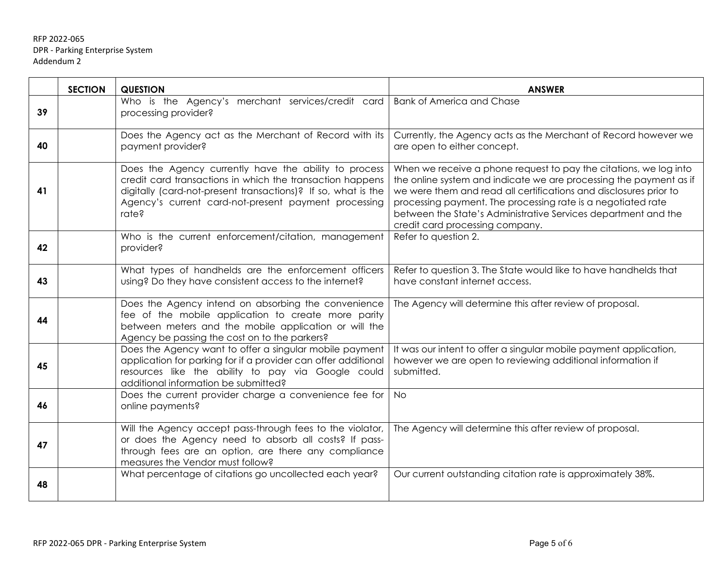RFP 2022-065
DPR - Parking Enterprise System
Addendum 2

| | SECTION | QUESTION | ANSWER |
|---|---|---|---|
| 39 | | Who is the Agency's merchant services/credit card processing provider? | Bank of America and Chase |
| 40 | | Does the Agency act as the Merchant of Record with its payment provider? | Currently, the Agency acts as the Merchant of Record however we are open to either concept. |
| 41 | | Does the Agency currently have the ability to process credit card transactions in which the transaction happens digitally (card-not-present transactions)? If so, what is the Agency's current card-not-present payment processing rate? | When we receive a phone request to pay the citations, we log into the online system and indicate we are processing the payment as if we were them and read all certifications and disclosures prior to processing payment. The processing rate is a negotiated rate between the State's Administrative Services department and the credit card processing company. |
| 42 | | Who is the current enforcement/citation, management provider? | Refer to question 2. |
| 43 | | What types of handhelds are the enforcement officers using? Do they have consistent access to the internet? | Refer to question 3. The State would like to have handhelds that have constant internet access. |
| 44 | | Does the Agency intend on absorbing the convenience fee of the mobile application to create more parity between meters and the mobile application or will the Agency be passing the cost on to the parkers? | The Agency will determine this after review of proposal. |
| 45 | | Does the Agency want to offer a singular mobile payment application for parking for if a provider can offer additional resources like the ability to pay via Google could additional information be submitted? | It was our intent to offer a singular mobile payment application, however we are open to reviewing additional information if submitted. |
| 46 | | Does the current provider charge a convenience fee for online payments? | No |
| 47 | | Will the Agency accept pass-through fees to the violator, or does the Agency need to absorb all costs? If pass-through fees are an option, are there any compliance measures the Vendor must follow? | The Agency will determine this after review of proposal. |
| 48 | | What percentage of citations go uncollected each year? | Our current outstanding citation rate is approximately 38%. |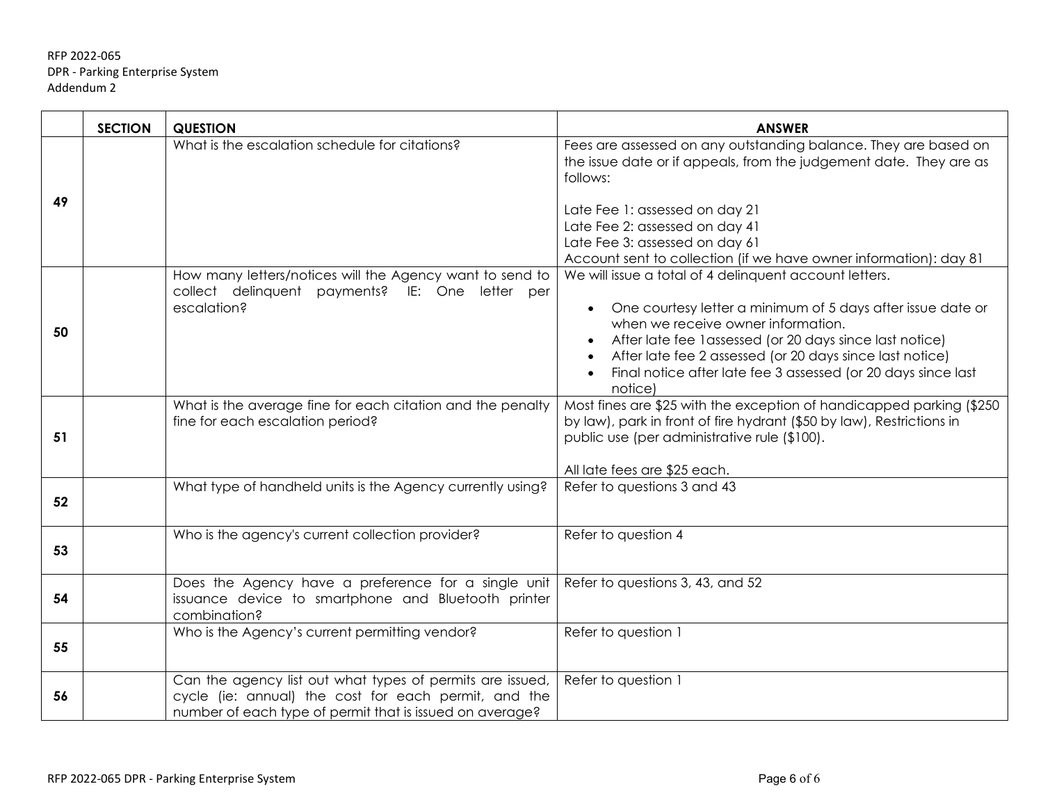RFP 2022-065
DPR - Parking Enterprise System
Addendum 2

| | SECTION | QUESTION | ANSWER |
|---|---|---|---|
| 49 | | What is the escalation schedule for citations? | Fees are assessed on any outstanding balance. They are based on the issue date or if appeals, from the judgement date. They are as follows:<br><br>Late Fee 1: assessed on day 21<br>Late Fee 2: assessed on day 41<br>Late Fee 3: assessed on day 61<br>Account sent to collection (if we have owner information): day 81 |
| 50 | | How many letters/notices will the Agency want to send to collect delinquent payments? IE: One letter per escalation? | We will issue a total of 4 delinquent account letters.<br><br>• One courtesy letter a minimum of 5 days after issue date or when we receive owner information.<br>• After late fee 1assessed (or 20 days since last notice)<br>• After late fee 2 assessed (or 20 days since last notice)<br>• Final notice after late fee 3 assessed (or 20 days since last notice) |
| 51 | | What is the average fine for each citation and the penalty fine for each escalation period? | Most fines are $25 with the exception of handicapped parking ($250 by law), park in front of fire hydrant ($50 by law), Restrictions in public use (per administrative rule ($100).<br><br>All late fees are $25 each. |
| 52 | | What type of handheld units is the Agency currently using? | Refer to questions 3 and 43 |
| 53 | | Who is the agency's current collection provider? | Refer to question 4 |
| 54 | | Does the Agency have a preference for a single unit issuance device to smartphone and Bluetooth printer combination? | Refer to questions 3, 43, and 52 |
| 55 | | Who is the Agency's current permitting vendor? | Refer to question 1 |
| 56 | | Can the agency list out what types of permits are issued, cycle (ie: annual) the cost for each permit, and the number of each type of permit that is issued on average? | Refer to question 1 |